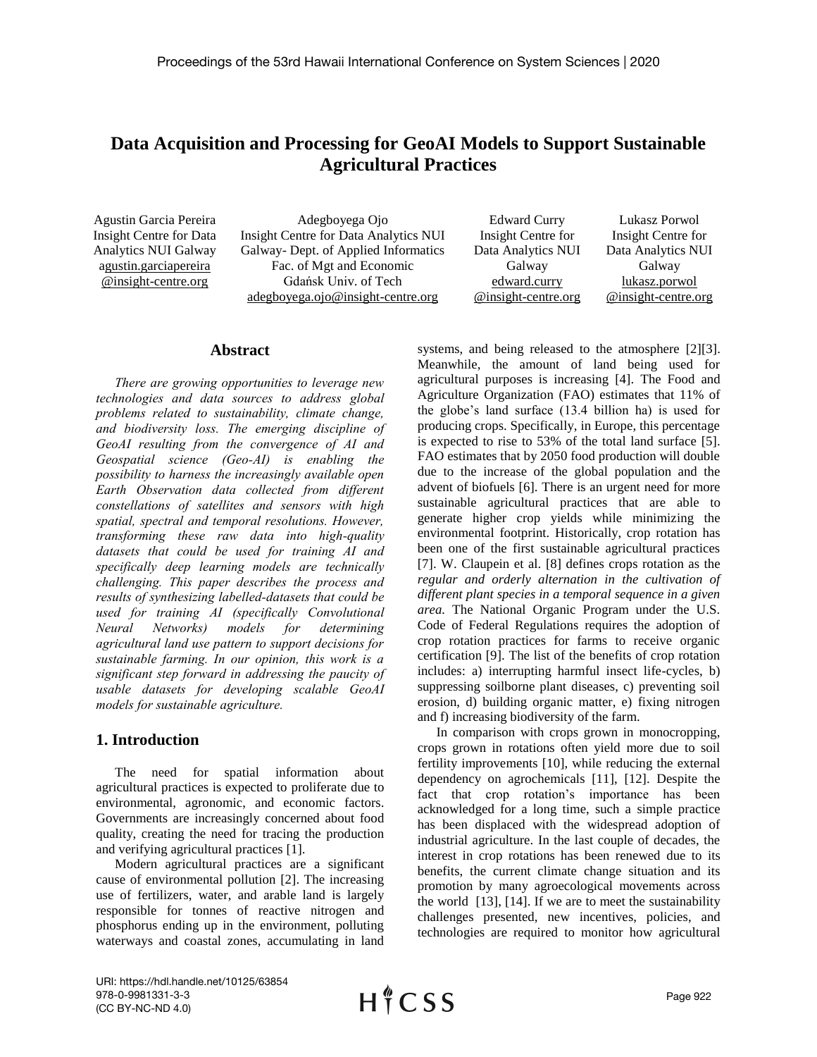# Data Acquisition and Processing for GeoAI Models to Support Sustainable Agricultural Practices

Agustin Garcia Pereira
Insight Centre for Data Analytics NUI Galway
agustin.garciapereira@insight-centre.org

Adegboyega Ojo
Insight Centre for Data Analytics NUI Galway- Dept. of Applied Informatics Fac. of Mgt and Economic Gdańsk Univ. of Tech
adegboyega.ojo@insight-centre.org

Edward Curry
Insight Centre for Data Analytics NUI Galway
edward.curry@insight-centre.org

Lukasz Porwol
Insight Centre for Data Analytics NUI Galway
lukasz.porwol@insight-centre.org

## Abstract

*There are growing opportunities to leverage new technologies and data sources to address global problems related to sustainability, climate change, and biodiversity loss. The emerging discipline of GeoAI resulting from the convergence of AI and Geospatial science (Geo-AI) is enabling the possibility to harness the increasingly available open Earth Observation data collected from different constellations of satellites and sensors with high spatial, spectral and temporal resolutions. However, transforming these raw data into high-quality datasets that could be used for training AI and specifically deep learning models are technically challenging. This paper describes the process and results of synthesizing labelled-datasets that could be used for training AI (specifically Convolutional Neural Networks) models for determining agricultural land use pattern to support decisions for sustainable farming. In our opinion, this work is a significant step forward in addressing the paucity of usable datasets for developing scalable GeoAI models for sustainable agriculture.*

## 1. Introduction

The need for spatial information about agricultural practices is expected to proliferate due to environmental, agronomic, and economic factors. Governments are increasingly concerned about food quality, creating the need for tracing the production and verifying agricultural practices [1].

Modern agricultural practices are a significant cause of environmental pollution [2]. The increasing use of fertilizers, water, and arable land is largely responsible for tonnes of reactive nitrogen and phosphorus ending up in the environment, polluting waterways and coastal zones, accumulating in land systems, and being released to the atmosphere [2][3]. Meanwhile, the amount of land being used for agricultural purposes is increasing [4]. The Food and Agriculture Organization (FAO) estimates that 11% of the globe's land surface (13.4 billion ha) is used for producing crops. Specifically, in Europe, this percentage is expected to rise to 53% of the total land surface [5]. FAO estimates that by 2050 food production will double due to the increase of the global population and the advent of biofuels [6]. There is an urgent need for more sustainable agricultural practices that are able to generate higher crop yields while minimizing the environmental footprint. Historically, crop rotation has been one of the first sustainable agricultural practices [7]. W. Claupein et al. [8] defines crops rotation as the *regular and orderly alternation in the cultivation of different plant species in a temporal sequence in a given area.* The National Organic Program under the U.S. Code of Federal Regulations requires the adoption of crop rotation practices for farms to receive organic certification [9]. The list of the benefits of crop rotation includes: a) interrupting harmful insect life-cycles, b) suppressing soilborne plant diseases, c) preventing soil erosion, d) building organic matter, e) fixing nitrogen and f) increasing biodiversity of the farm.

In comparison with crops grown in monocropping, crops grown in rotations often yield more due to soil fertility improvements [10], while reducing the external dependency on agrochemicals [11], [12]. Despite the fact that crop rotation's importance has been acknowledged for a long time, such a simple practice has been displaced with the widespread adoption of industrial agriculture. In the last couple of decades, the interest in crop rotations has been renewed due to its benefits, the current climate change situation and its promotion by many agroecological movements across the world [13], [14]. If we are to meet the sustainability challenges presented, new incentives, policies, and technologies are required to monitor how agricultural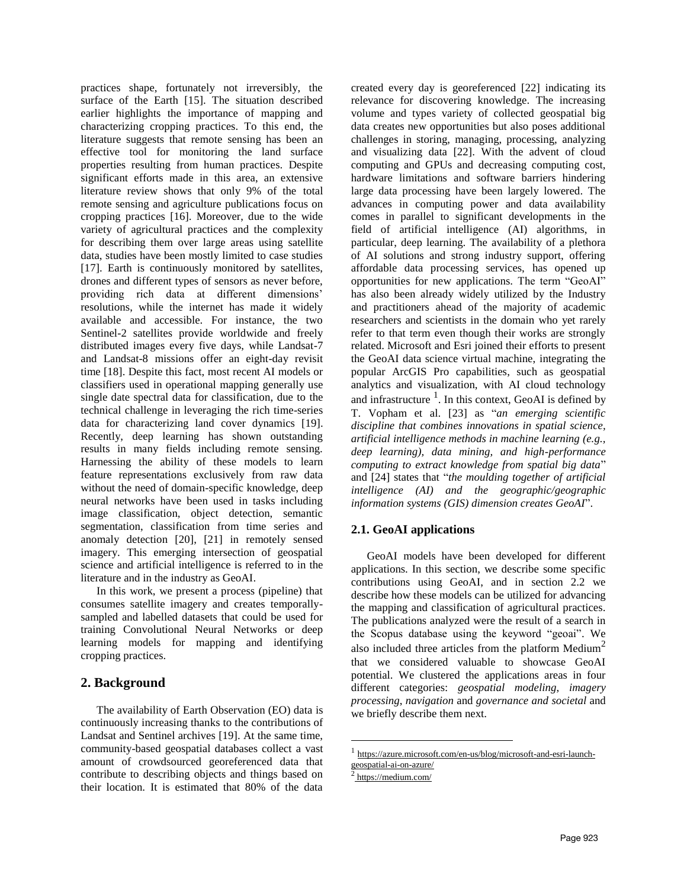practices shape, fortunately not irreversibly, the surface of the Earth [15]. The situation described earlier highlights the importance of mapping and characterizing cropping practices. To this end, the literature suggests that remote sensing has been an effective tool for monitoring the land surface properties resulting from human practices. Despite significant efforts made in this area, an extensive literature review shows that only 9% of the total remote sensing and agriculture publications focus on cropping practices [16]. Moreover, due to the wide variety of agricultural practices and the complexity for describing them over large areas using satellite data, studies have been mostly limited to case studies [17]. Earth is continuously monitored by satellites, drones and different types of sensors as never before, providing rich data at different dimensions' resolutions, while the internet has made it widely available and accessible. For instance, the two Sentinel-2 satellites provide worldwide and freely distributed images every five days, while Landsat-7 and Landsat-8 missions offer an eight-day revisit time [18]. Despite this fact, most recent AI models or classifiers used in operational mapping generally use single date spectral data for classification, due to the technical challenge in leveraging the rich time-series data for characterizing land cover dynamics [19]. Recently, deep learning has shown outstanding results in many fields including remote sensing. Harnessing the ability of these models to learn feature representations exclusively from raw data without the need of domain-specific knowledge, deep neural networks have been used in tasks including image classification, object detection, semantic segmentation, classification from time series and anomaly detection [20], [21] in remotely sensed imagery. This emerging intersection of geospatial science and artificial intelligence is referred to in the literature and in the industry as GeoAI.

In this work, we present a process (pipeline) that consumes satellite imagery and creates temporally-sampled and labelled datasets that could be used for training Convolutional Neural Networks or deep learning models for mapping and identifying cropping practices.

## 2. Background

The availability of Earth Observation (EO) data is continuously increasing thanks to the contributions of Landsat and Sentinel archives [19]. At the same time, community-based geospatial databases collect a vast amount of crowdsourced georeferenced data that contribute to describing objects and things based on their location. It is estimated that 80% of the data created every day is georeferenced [22] indicating its relevance for discovering knowledge. The increasing volume and types variety of collected geospatial big data creates new opportunities but also poses additional challenges in storing, managing, processing, analyzing and visualizing data [22]. With the advent of cloud computing and GPUs and decreasing computing cost, hardware limitations and software barriers hindering large data processing have been largely lowered. The advances in computing power and data availability comes in parallel to significant developments in the field of artificial intelligence (AI) algorithms, in particular, deep learning. The availability of a plethora of AI solutions and strong industry support, offering affordable data processing services, has opened up opportunities for new applications. The term "GeoAI" has also been already widely utilized by the Industry and practitioners ahead of the majority of academic researchers and scientists in the domain who yet rarely refer to that term even though their works are strongly related. Microsoft and Esri joined their efforts to present the GeoAI data science virtual machine, integrating the popular ArcGIS Pro capabilities, such as geospatial analytics and visualization, with AI cloud technology and infrastructure [1]. In this context, GeoAI is defined by T. Vopham et al. [23] as "*an emerging scientific discipline that combines innovations in spatial science, artificial intelligence methods in machine learning (e.g., deep learning), data mining, and high-performance computing to extract knowledge from spatial big data*" and [24] states that "*the moulding together of artificial intelligence (AI) and the geographic/geographic information systems (GIS) dimension creates GeoAI*".

### 2.1. GeoAI applications

GeoAI models have been developed for different applications. In this section, we describe some specific contributions using GeoAI, and in section 2.2 we describe how these models can be utilized for advancing the mapping and classification of agricultural practices. The publications analyzed were the result of a search in the Scopus database using the keyword "geoai". We also included three articles from the platform Medium[2] that we considered valuable to showcase GeoAI potential. We clustered the applications areas in four different categories: *geospatial modeling*, *imagery processing*, *navigation* and *governance and societal* and we briefly describe them next.

---

[1] https://azure.microsoft.com/en-us/blog/microsoft-and-esri-launch-geospatial-ai-on-azure/

[2] https://medium.com/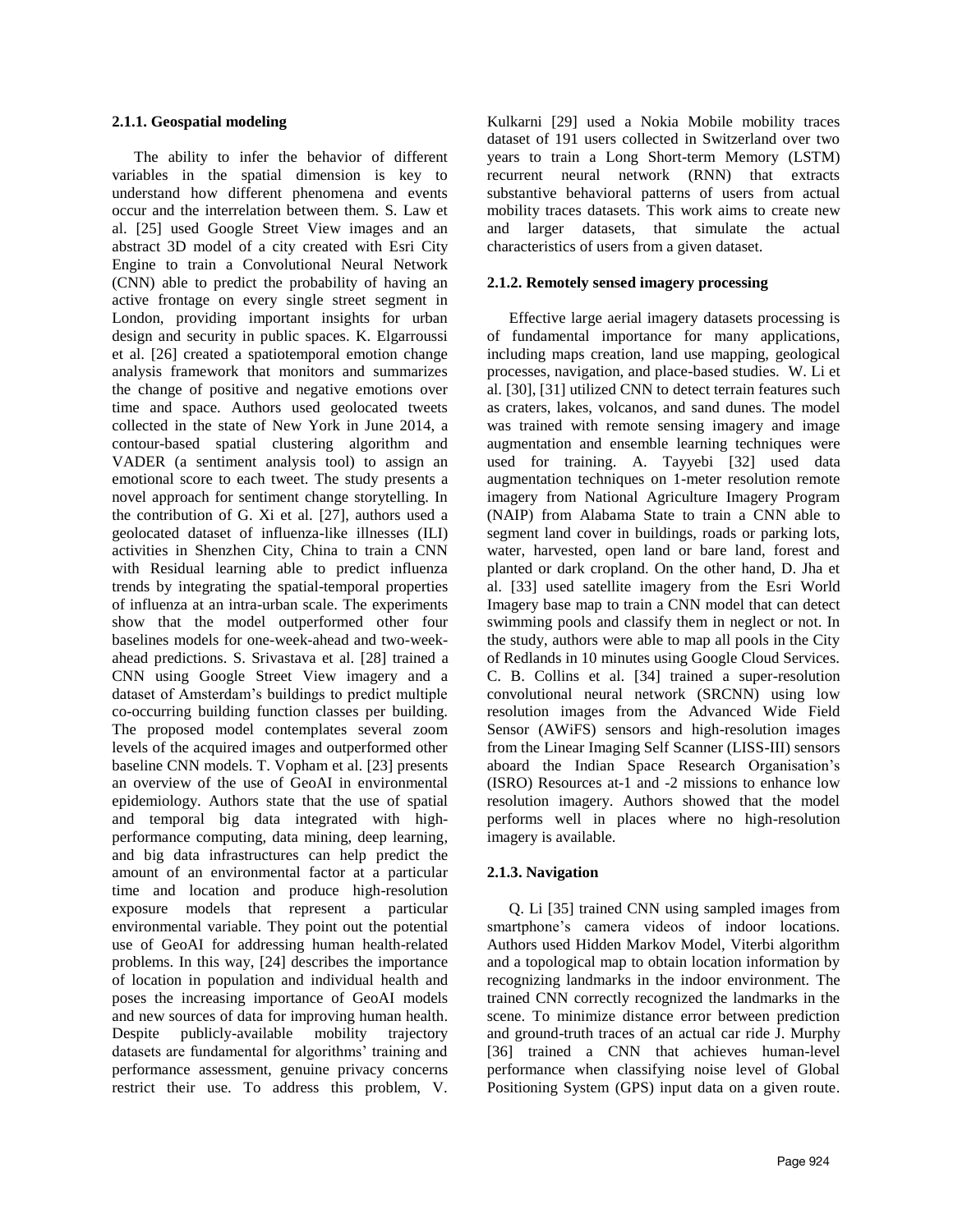### 2.1.1. Geospatial modeling

The ability to infer the behavior of different variables in the spatial dimension is key to understand how different phenomena and events occur and the interrelation between them. S. Law et al. [25] used Google Street View images and an abstract 3D model of a city created with Esri City Engine to train a Convolutional Neural Network (CNN) able to predict the probability of having an active frontage on every single street segment in London, providing important insights for urban design and security in public spaces. K. Elgarroussi et al. [26] created a spatiotemporal emotion change analysis framework that monitors and summarizes the change of positive and negative emotions over time and space. Authors used geolocated tweets collected in the state of New York in June 2014, a contour-based spatial clustering algorithm and VADER (a sentiment analysis tool) to assign an emotional score to each tweet. The study presents a novel approach for sentiment change storytelling. In the contribution of G. Xi et al. [27], authors used a geolocated dataset of influenza-like illnesses (ILI) activities in Shenzhen City, China to train a CNN with Residual learning able to predict influenza trends by integrating the spatial-temporal properties of influenza at an intra-urban scale. The experiments show that the model outperformed other four baselines models for one-week-ahead and two-week-ahead predictions. S. Srivastava et al. [28] trained a CNN using Google Street View imagery and a dataset of Amsterdam's buildings to predict multiple co-occurring building function classes per building. The proposed model contemplates several zoom levels of the acquired images and outperformed other baseline CNN models. T. Vopham et al. [23] presents an overview of the use of GeoAI in environmental epidemiology. Authors state that the use of spatial and temporal big data integrated with high-performance computing, data mining, deep learning, and big data infrastructures can help predict the amount of an environmental factor at a particular time and location and produce high-resolution exposure models that represent a particular environmental variable. They point out the potential use of GeoAI for addressing human health-related problems. In this way, [24] describes the importance of location in population and individual health and poses the increasing importance of GeoAI models and new sources of data for improving human health. Despite publicly-available mobility trajectory datasets are fundamental for algorithms' training and performance assessment, genuine privacy concerns restrict their use. To address this problem, V. Kulkarni [29] used a Nokia Mobile mobility traces dataset of 191 users collected in Switzerland over two years to train a Long Short-term Memory (LSTM) recurrent neural network (RNN) that extracts substantive behavioral patterns of users from actual mobility traces datasets. This work aims to create new and larger datasets, that simulate the actual characteristics of users from a given dataset.

### 2.1.2. Remotely sensed imagery processing

Effective large aerial imagery datasets processing is of fundamental importance for many applications, including maps creation, land use mapping, geological processes, navigation, and place-based studies. W. Li et al. [30], [31] utilized CNN to detect terrain features such as craters, lakes, volcanos, and sand dunes. The model was trained with remote sensing imagery and image augmentation and ensemble learning techniques were used for training. A. Tayyebi [32] used data augmentation techniques on 1-meter resolution remote imagery from National Agriculture Imagery Program (NAIP) from Alabama State to train a CNN able to segment land cover in buildings, roads or parking lots, water, harvested, open land or bare land, forest and planted or dark cropland. On the other hand, D. Jha et al. [33] used satellite imagery from the Esri World Imagery base map to train a CNN model that can detect swimming pools and classify them in neglect or not. In the study, authors were able to map all pools in the City of Redlands in 10 minutes using Google Cloud Services. C. B. Collins et al. [34] trained a super-resolution convolutional neural network (SRCNN) using low resolution images from the Advanced Wide Field Sensor (AWiFS) sensors and high-resolution images from the Linear Imaging Self Scanner (LISS-III) sensors aboard the Indian Space Research Organisation's (ISRO) Resources at-1 and -2 missions to enhance low resolution imagery. Authors showed that the model performs well in places where no high-resolution imagery is available.

### 2.1.3. Navigation

Q. Li [35] trained CNN using sampled images from smartphone's camera videos of indoor locations. Authors used Hidden Markov Model, Viterbi algorithm and a topological map to obtain location information by recognizing landmarks in the indoor environment. The trained CNN correctly recognized the landmarks in the scene. To minimize distance error between prediction and ground-truth traces of an actual car ride J. Murphy [36] trained a CNN that achieves human-level performance when classifying noise level of Global Positioning System (GPS) input data on a given route.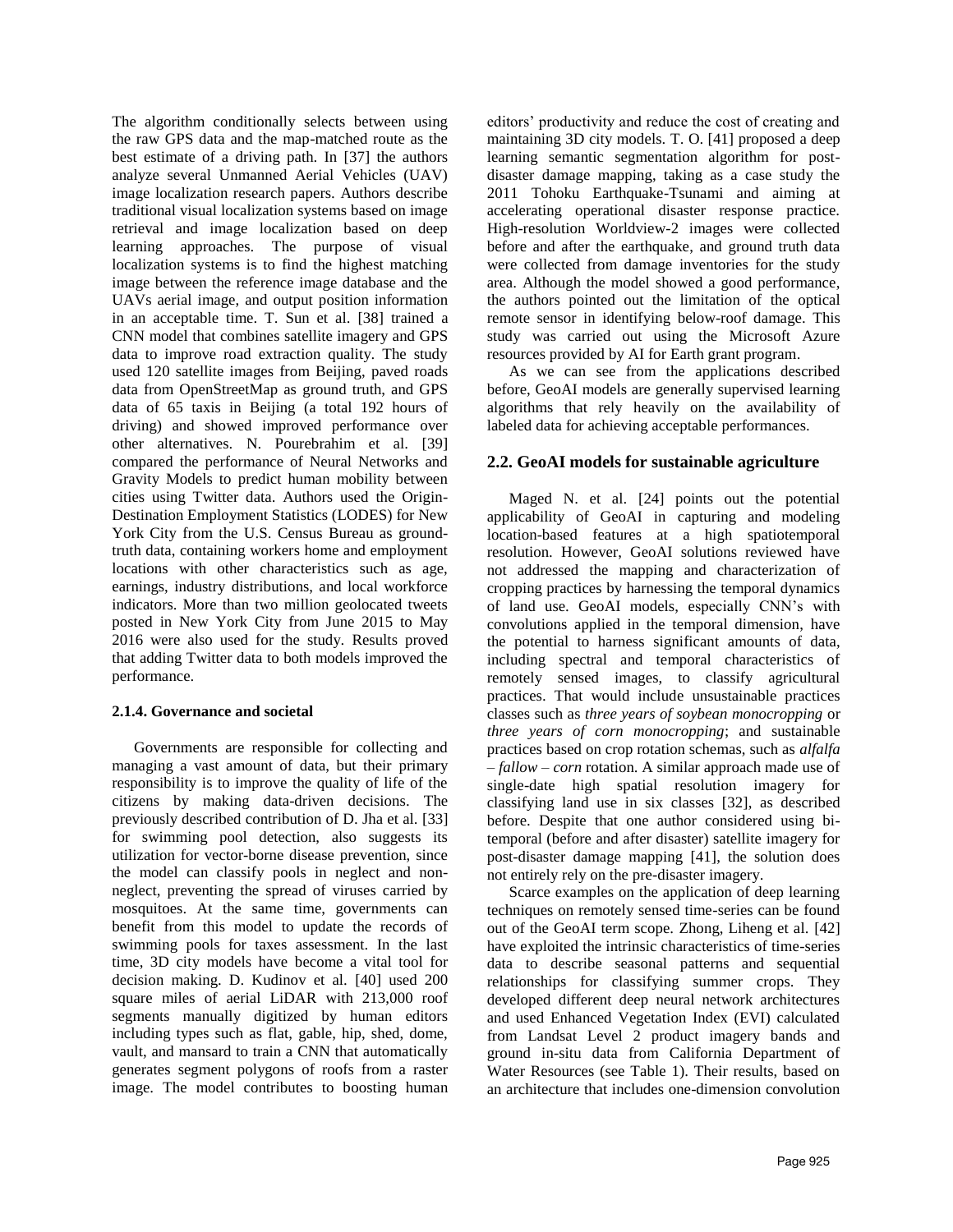The algorithm conditionally selects between using the raw GPS data and the map-matched route as the best estimate of a driving path. In [37] the authors analyze several Unmanned Aerial Vehicles (UAV) image localization research papers. Authors describe traditional visual localization systems based on image retrieval and image localization based on deep learning approaches. The purpose of visual localization systems is to find the highest matching image between the reference image database and the UAVs aerial image, and output position information in an acceptable time. T. Sun et al. [38] trained a CNN model that combines satellite imagery and GPS data to improve road extraction quality. The study used 120 satellite images from Beijing, paved roads data from OpenStreetMap as ground truth, and GPS data of 65 taxis in Beijing (a total 192 hours of driving) and showed improved performance over other alternatives. N. Pourebrahim et al. [39] compared the performance of Neural Networks and Gravity Models to predict human mobility between cities using Twitter data. Authors used the Origin-Destination Employment Statistics (LODES) for New York City from the U.S. Census Bureau as ground-truth data, containing workers home and employment locations with other characteristics such as age, earnings, industry distributions, and local workforce indicators. More than two million geolocated tweets posted in New York City from June 2015 to May 2016 were also used for the study. Results proved that adding Twitter data to both models improved the performance.

#### 2.1.4. Governance and societal

Governments are responsible for collecting and managing a vast amount of data, but their primary responsibility is to improve the quality of life of the citizens by making data-driven decisions. The previously described contribution of D. Jha et al. [33] for swimming pool detection, also suggests its utilization for vector-borne disease prevention, since the model can classify pools in neglect and non-neglect, preventing the spread of viruses carried by mosquitoes. At the same time, governments can benefit from this model to update the records of swimming pools for taxes assessment. In the last time, 3D city models have become a vital tool for decision making. D. Kudinov et al. [40] used 200 square miles of aerial LiDAR with 213,000 roof segments manually digitized by human editors including types such as flat, gable, hip, shed, dome, vault, and mansard to train a CNN that automatically generates segment polygons of roofs from a raster image. The model contributes to boosting human editors' productivity and reduce the cost of creating and maintaining 3D city models. T. O. [41] proposed a deep learning semantic segmentation algorithm for post-disaster damage mapping, taking as a case study the 2011 Tohoku Earthquake-Tsunami and aiming at accelerating operational disaster response practice. High-resolution Worldview-2 images were collected before and after the earthquake, and ground truth data were collected from damage inventories for the study area. Although the model showed a good performance, the authors pointed out the limitation of the optical remote sensor in identifying below-roof damage. This study was carried out using the Microsoft Azure resources provided by AI for Earth grant program.

As we can see from the applications described before, GeoAI models are generally supervised learning algorithms that rely heavily on the availability of labeled data for achieving acceptable performances.

### 2.2. GeoAI models for sustainable agriculture

Maged N. et al. [24] points out the potential applicability of GeoAI in capturing and modeling location-based features at a high spatiotemporal resolution. However, GeoAI solutions reviewed have not addressed the mapping and characterization of cropping practices by harnessing the temporal dynamics of land use. GeoAI models, especially CNN's with convolutions applied in the temporal dimension, have the potential to harness significant amounts of data, including spectral and temporal characteristics of remotely sensed images, to classify agricultural practices. That would include unsustainable practices classes such as *three years of soybean monocropping* or *three years of corn monocropping*; and sustainable practices based on crop rotation schemas, such as *alfalfa – fallow – corn* rotation. A similar approach made use of single-date high spatial resolution imagery for classifying land use in six classes [32], as described before. Despite that one author considered using bi-temporal (before and after disaster) satellite imagery for post-disaster damage mapping [41], the solution does not entirely rely on the pre-disaster imagery.

Scarce examples on the application of deep learning techniques on remotely sensed time-series can be found out of the GeoAI term scope. Zhong, Liheng et al. [42] have exploited the intrinsic characteristics of time-series data to describe seasonal patterns and sequential relationships for classifying summer crops. They developed different deep neural network architectures and used Enhanced Vegetation Index (EVI) calculated from Landsat Level 2 product imagery bands and ground in-situ data from California Department of Water Resources (see Table 1). Their results, based on an architecture that includes one-dimension convolution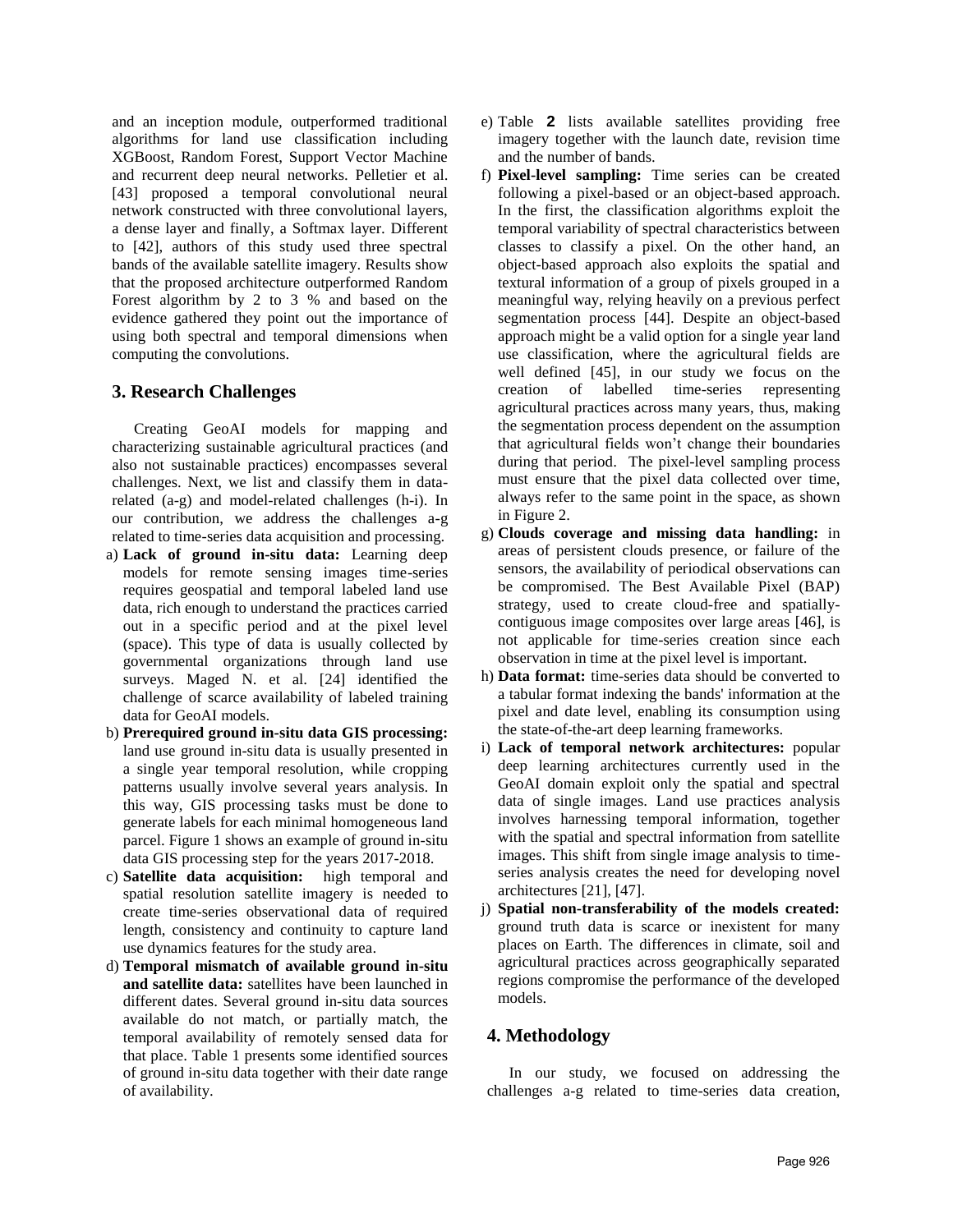and an inception module, outperformed traditional algorithms for land use classification including XGBoost, Random Forest, Support Vector Machine and recurrent deep neural networks. Pelletier et al. [43] proposed a temporal convolutional neural network constructed with three convolutional layers, a dense layer and finally, a Softmax layer. Different to [42], authors of this study used three spectral bands of the available satellite imagery. Results show that the proposed architecture outperformed Random Forest algorithm by 2 to 3 % and based on the evidence gathered they point out the importance of using both spectral and temporal dimensions when computing the convolutions.

## 3. Research Challenges

Creating GeoAI models for mapping and characterizing sustainable agricultural practices (and also not sustainable practices) encompasses several challenges. Next, we list and classify them in data-related (a-g) and model-related challenges (h-i). In our contribution, we address the challenges a-g related to time-series data acquisition and processing.

a) **Lack of ground in-situ data:** Learning deep models for remote sensing images time-series requires geospatial and temporal labeled land use data, rich enough to understand the practices carried out in a specific period and at the pixel level (space). This type of data is usually collected by governmental organizations through land use surveys. Maged N. et al. [24] identified the challenge of scarce availability of labeled training data for GeoAI models.

b) **Prerequired ground in-situ data GIS processing:** land use ground in-situ data is usually presented in a single year temporal resolution, while cropping patterns usually involve several years analysis. In this way, GIS processing tasks must be done to generate labels for each minimal homogeneous land parcel. Figure 1 shows an example of ground in-situ data GIS processing step for the years 2017-2018.

c) **Satellite data acquisition:** high temporal and spatial resolution satellite imagery is needed to create time-series observational data of required length, consistency and continuity to capture land use dynamics features for the study area.

d) **Temporal mismatch of available ground in-situ and satellite data:** satellites have been launched in different dates. Several ground in-situ data sources available do not match, or partially match, the temporal availability of remotely sensed data for that place. Table 1 presents some identified sources of ground in-situ data together with their date range of availability.

e) Table **2** lists available satellites providing free imagery together with the launch date, revision time and the number of bands.

f) **Pixel-level sampling:** Time series can be created following a pixel-based or an object-based approach. In the first, the classification algorithms exploit the temporal variability of spectral characteristics between classes to classify a pixel. On the other hand, an object-based approach also exploits the spatial and textural information of a group of pixels grouped in a meaningful way, relying heavily on a previous perfect segmentation process [44]. Despite an object-based approach might be a valid option for a single year land use classification, where the agricultural fields are well defined [45], in our study we focus on the creation of labelled time-series representing agricultural practices across many years, thus, making the segmentation process dependent on the assumption that agricultural fields won't change their boundaries during that period. The pixel-level sampling process must ensure that the pixel data collected over time, always refer to the same point in the space, as shown in Figure 2.

g) **Clouds coverage and missing data handling:** in areas of persistent clouds presence, or failure of the sensors, the availability of periodical observations can be compromised. The Best Available Pixel (BAP) strategy, used to create cloud-free and spatially-contiguous image composites over large areas [46], is not applicable for time-series creation since each observation in time at the pixel level is important.

h) **Data format:** time-series data should be converted to a tabular format indexing the bands' information at the pixel and date level, enabling its consumption using the state-of-the-art deep learning frameworks.

i) **Lack of temporal network architectures:** popular deep learning architectures currently used in the GeoAI domain exploit only the spatial and spectral data of single images. Land use practices analysis involves harnessing temporal information, together with the spatial and spectral information from satellite images. This shift from single image analysis to time-series analysis creates the need for developing novel architectures [21], [47].

j) **Spatial non-transferability of the models created:** ground truth data is scarce or inexistent for many places on Earth. The differences in climate, soil and agricultural practices across geographically separated regions compromise the performance of the developed models.

## 4. Methodology

In our study, we focused on addressing the challenges a-g related to time-series data creation,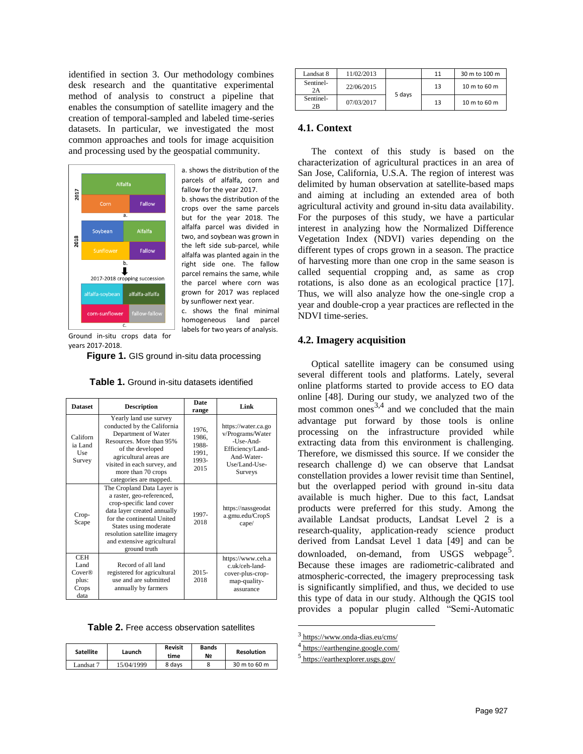identified in section 3. Our methodology combines desk research and the quantitative experimental method of analysis to construct a pipeline that enables the consumption of satellite imagery and the creation of temporal-sampled and labeled time-series datasets. In particular, we investigated the most common approaches and tools for image acquisition and processing used by the geospatial community.

a. shows the distribution of the parcels of alfalfa, corn and fallow for the year 2017.
b. shows the distribution of the crops over the same parcels but for the year 2018. The alfalfa parcel was divided in two, and soybean was grown in the left side sub-parcel, while alfalfa was planted again in the right side one. The fallow parcel remains the same, while the parcel where corn was grown for 2017 was replaced by sunflower next year.
c. shows the final minimal homogeneous land parcel labels for two years of analysis.

Ground in-situ crops data for years 2017-2018.

**Figure 1.** GIS ground in-situ data processing

**Table 1.** Ground in-situ datasets identified

| Dataset | Description | Date range | Link |
|---|---|---|---|
| California Land Use Survey | Yearly land use survey conducted by the California Department of Water Resources. More than 95% of the developed agricultural areas are visited in each survey, and more than 70 crops categories are mapped. | 1976, 1986, 1988-1991, 1993-2015 | https://water.ca.gov/Programs/Water-Use-And-Efficiency/Land-And-Water-Use/Land-Use-Surveys |
| CropScape | The Cropland Data Layer is a raster, geo-referenced, crop-specific land cover data layer created annually for the continental United States using moderate resolution satellite imagery and extensive agricultural ground truth | 1997-2018 | https://nassgeodata.gmu.edu/CropScape/ |
| CEH Land Cover® plus: Crops data | Record of all land registered for agricultural use and are submitted annually by farmers | 2015-2018 | https://www.ceh.ac.uk/ceh-land-cover-plus-crop-map-quality-assurance |

**Table 2.** Free access observation satellites

| Satellite | Launch | Revisit time | Bands № | Resolution |
|---|---|---|---|---|
| Landsat 7 | 15/04/1999 | 8 days | 8 | 30 m to 60 m |
| Landsat 8 | 11/02/2013 | | 11 | 30 m to 100 m |
| Sentinel-2A | 22/06/2015 | 5 days | 13 | 10 m to 60 m |
| Sentinel-2B | 07/03/2017 | | 13 | 10 m to 60 m |

## 4.1. Context

The context of this study is based on the characterization of agricultural practices in an area of San Jose, California, U.S.A. The region of interest was delimited by human observation at satellite-based maps and aiming at including an extended area of both agricultural activity and ground in-situ data availability. For the purposes of this study, we have a particular interest in analyzing how the Normalized Difference Vegetation Index (NDVI) varies depending on the different types of crops grown in a season. The practice of harvesting more than one crop in the same season is called sequential cropping and, as same as crop rotations, is also done as an ecological practice [17]. Thus, we will also analyze how the one-single crop a year and double-crop a year practices are reflected in the NDVI time-series.

## 4.2. Imagery acquisition

Optical satellite imagery can be consumed using several different tools and platforms. Lately, several online platforms started to provide access to EO data online [48]. During our study, we analyzed two of the most common ones[3,4] and we concluded that the main advantage put forward by those tools is online processing on the infrastructure provided while extracting data from this environment is challenging. Therefore, we dismissed this source. If we consider the research challenge d) we can observe that Landsat constellation provides a lower revisit time than Sentinel, but the overlapped period with ground in-situ data available is much higher. Due to this fact, Landsat products were preferred for this study. Among the available Landsat products, Landsat Level 2 is a research-quality, application-ready science product derived from Landsat Level 1 data [49] and can be downloaded, on-demand, from USGS webpage[5]. Because these images are radiometric-calibrated and atmospheric-corrected, the imagery preprocessing task is significantly simplified, and thus, we decided to use this type of data in our study. Although the QGIS tool provides a popular plugin called "Semi-Automatic

[3] https://www.onda-dias.eu/cms/
[4] https://earthengine.google.com/
[5] https://earthexplorer.usgs.gov/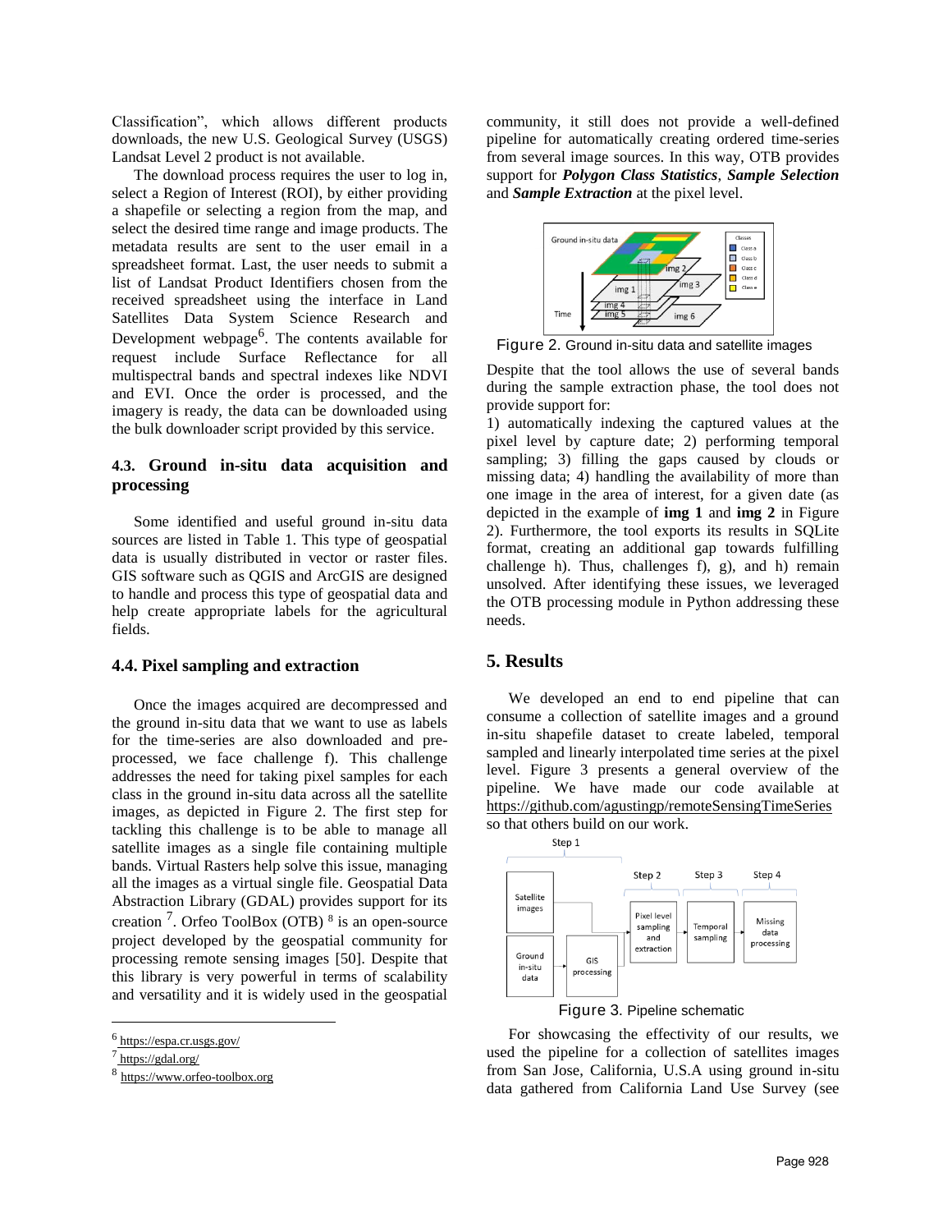Classification", which allows different products downloads, the new U.S. Geological Survey (USGS) Landsat Level 2 product is not available.

The download process requires the user to log in, select a Region of Interest (ROI), by either providing a shapefile or selecting a region from the map, and select the desired time range and image products. The metadata results are sent to the user email in a spreadsheet format. Last, the user needs to submit a list of Landsat Product Identifiers chosen from the received spreadsheet using the interface in Land Satellites Data System Science Research and Development webpage[6]. The contents available for request include Surface Reflectance for all multispectral bands and spectral indexes like NDVI and EVI. Once the order is processed, and the imagery is ready, the data can be downloaded using the bulk downloader script provided by this service.

### 4.3. Ground in-situ data acquisition and processing

Some identified and useful ground in-situ data sources are listed in Table 1. This type of geospatial data is usually distributed in vector or raster files. GIS software such as QGIS and ArcGIS are designed to handle and process this type of geospatial data and help create appropriate labels for the agricultural fields.

### 4.4. Pixel sampling and extraction

Once the images acquired are decompressed and the ground in-situ data that we want to use as labels for the time-series are also downloaded and pre-processed, we face challenge f). This challenge addresses the need for taking pixel samples for each class in the ground in-situ data across all the satellite images, as depicted in Figure 2. The first step for tackling this challenge is to be able to manage all satellite images as a single file containing multiple bands. Virtual Rasters help solve this issue, managing all the images as a virtual single file. Geospatial Data Abstraction Library (GDAL) provides support for its creation [7]. Orfeo ToolBox (OTB) [8] is an open-source project developed by the geospatial community for processing remote sensing images [50]. Despite that this library is very powerful in terms of scalability and versatility and it is widely used in the geospatial community, it still does not provide a well-defined pipeline for automatically creating ordered time-series from several image sources. In this way, OTB provides support for ***Polygon Class Statistics***, ***Sample Selection*** and ***Sample Extraction*** at the pixel level.

Figure 2. Ground in-situ data and satellite images

Despite that the tool allows the use of several bands during the sample extraction phase, the tool does not provide support for:
1) automatically indexing the captured values at the pixel level by capture date; 2) performing temporal sampling; 3) filling the gaps caused by clouds or missing data; 4) handling the availability of more than one image in the area of interest, for a given date (as depicted in the example of **img 1** and **img 2** in Figure 2). Furthermore, the tool exports its results in SQLite format, creating an additional gap towards fulfilling challenge h). Thus, challenges f), g), and h) remain unsolved. After identifying these issues, we leveraged the OTB processing module in Python addressing these needs.

## 5. Results

We developed an end to end pipeline that can consume a collection of satellite images and a ground in-situ shapefile dataset to create labeled, temporal sampled and linearly interpolated time series at the pixel level. Figure 3 presents a general overview of the pipeline. We have made our code available at https://github.com/agustingp/remoteSensingTimeSeries so that others build on our work.

Figure 3. Pipeline schematic

For showcasing the effectivity of our results, we used the pipeline for a collection of satellites images from San Jose, California, U.S.A using ground in-situ data gathered from California Land Use Survey (see

---

[6] https://espa.cr.usgs.gov/

[7] https://gdal.org/

[8] https://www.orfeo-toolbox.org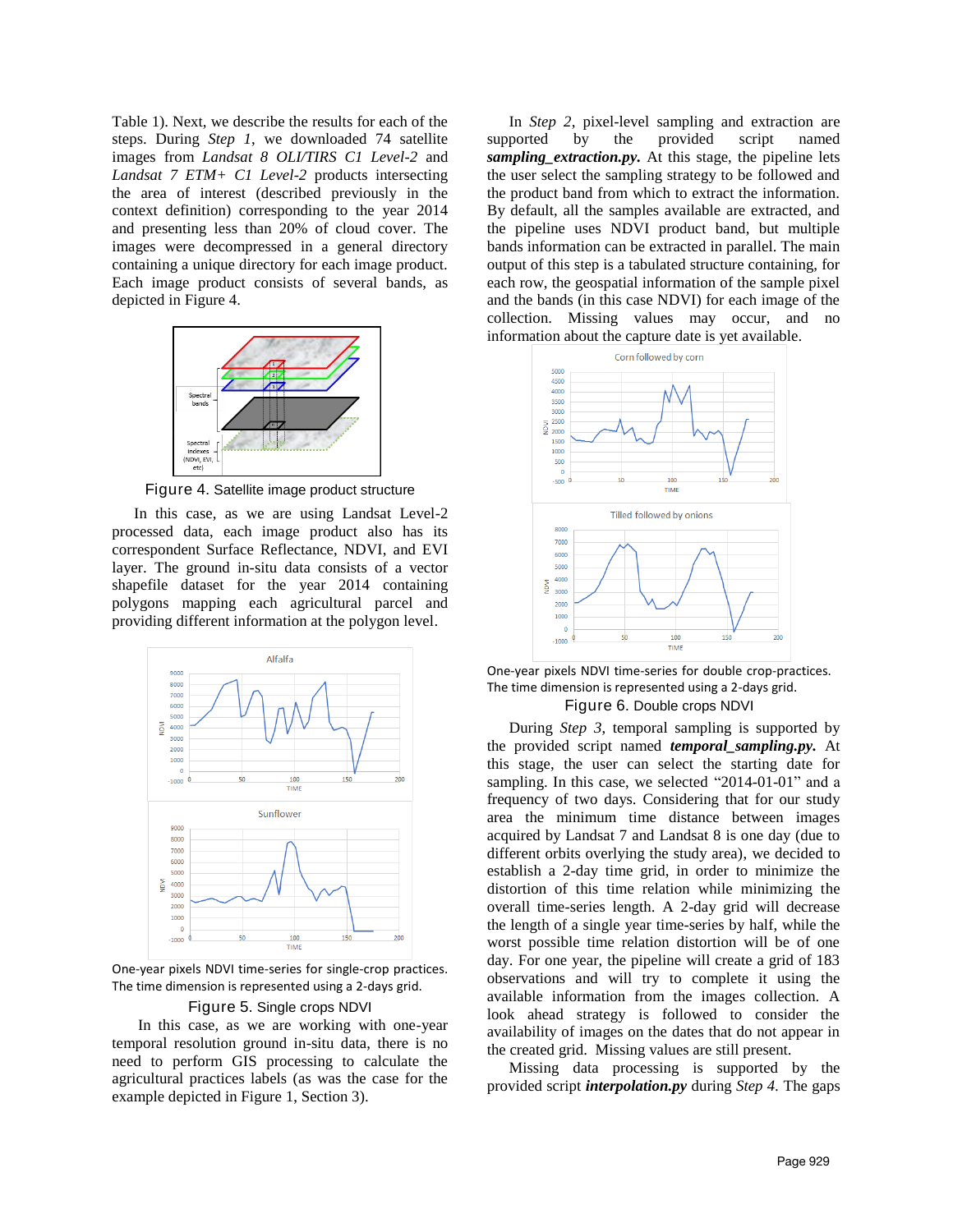Table 1). Next, we describe the results for each of the steps. During *Step 1*, we downloaded 74 satellite images from *Landsat 8 OLI/TIRS C1 Level-2* and *Landsat 7 ETM+ C1 Level-2* products intersecting the area of interest (described previously in the context definition) corresponding to the year 2014 and presenting less than 20% of cloud cover. The images were decompressed in a general directory containing a unique directory for each image product. Each image product consists of several bands, as depicted in Figure 4.

Figure 4. Satellite image product structure

In this case, as we are using Landsat Level-2 processed data, each image product also has its correspondent Surface Reflectance, NDVI, and EVI layer. The ground in-situ data consists of a vector shapefile dataset for the year 2014 containing polygons mapping each agricultural parcel and providing different information at the polygon level.

One-year pixels NDVI time-series for single-crop practices. The time dimension is represented using a 2-days grid.

Figure 5. Single crops NDVI

In this case, as we are working with one-year temporal resolution ground in-situ data, there is no need to perform GIS processing to calculate the agricultural practices labels (as was the case for the example depicted in Figure 1, Section 3).

In *Step 2*, pixel-level sampling and extraction are supported by the provided script named ***sampling_extraction.py.*** At this stage, the pipeline lets the user select the sampling strategy to be followed and the product band from which to extract the information. By default, all the samples available are extracted, and the pipeline uses NDVI product band, but multiple bands information can be extracted in parallel. The main output of this step is a tabulated structure containing, for each row, the geospatial information of the sampling pixel and the bands (in this case NDVI) for each image of the collection. Missing values may occur, and no information about the capture date is yet available.

One-year pixels NDVI time-series for double crop-practices. The time dimension is represented using a 2-days grid.

Figure 6. Double crops NDVI

During *Step 3*, temporal sampling is supported by the provided script named ***temporal_sampling.py.*** At this stage, the user can select the starting date for sampling. In this case, we selected "2014-01-01" and a frequency of two days. Considering that for our study area the minimum time distance between images acquired by Landsat 7 and Landsat 8 is one day (due to different orbits overlying the study area), we decided to establish a 2-day time grid, in order to minimize the distortion of this time relation while minimizing the overall time-series length. A 2-day grid will decrease the length of a single year time-series by half, while the worst possible time relation distortion will be of one day. For one year, the pipeline will create a grid of 183 observations and will try to complete it using the available information from the images collection. A look ahead strategy is followed to consider the availability of images on the dates that do not appear in the created grid. Missing values are still present.

Missing data processing is supported by the provided script ***interpolation.py*** during *Step 4*. The gaps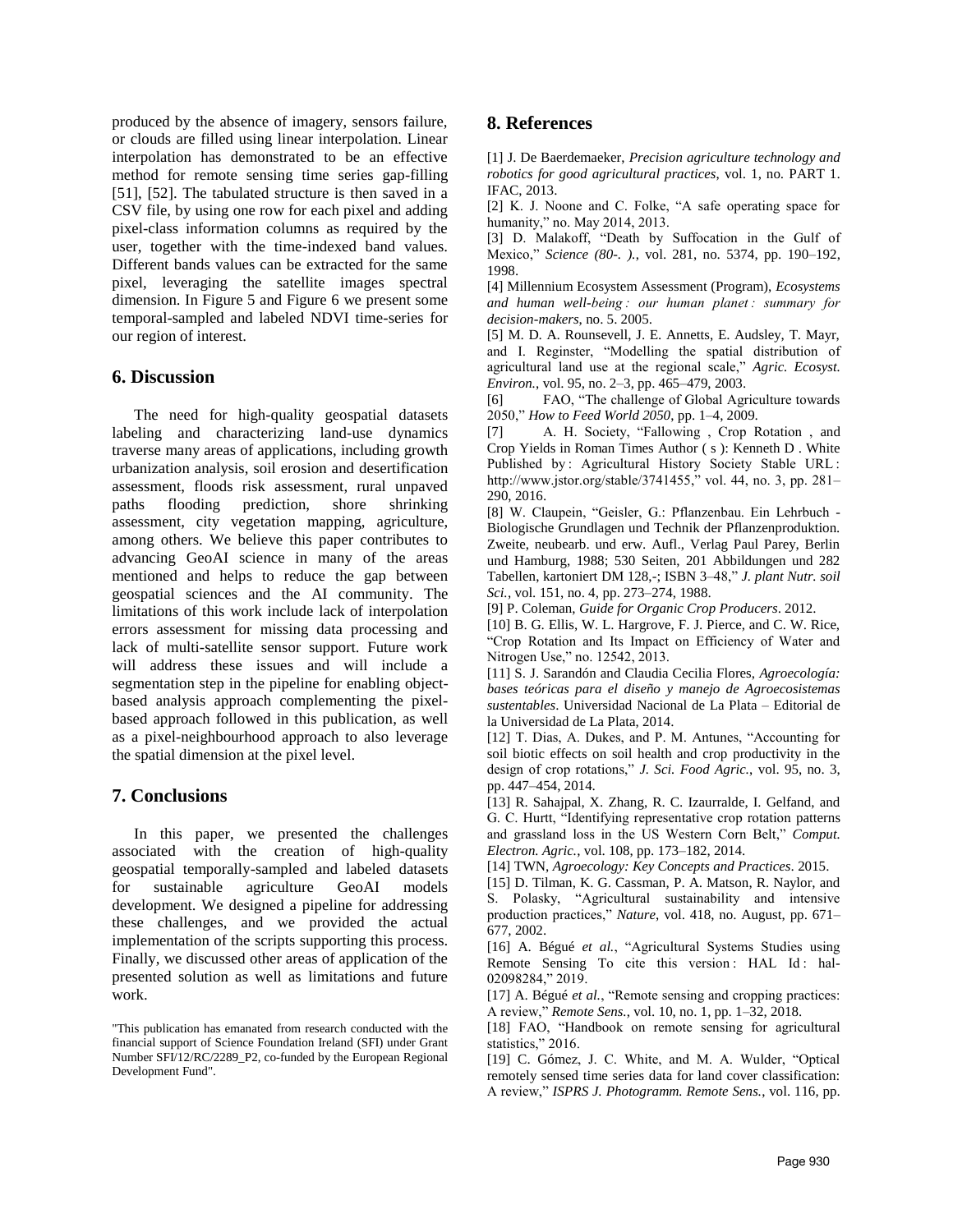produced by the absence of imagery, sensors failure, or clouds are filled using linear interpolation. Linear interpolation has demonstrated to be an effective method for remote sensing time series gap-filling [51], [52]. The tabulated structure is then saved in a CSV file, by using one row for each pixel and adding pixel-class information columns as required by the user, together with the time-indexed band values. Different bands values can be extracted for the same pixel, leveraging the satellite images spectral dimension. In Figure 5 and Figure 6 we present some temporal-sampled and labeled NDVI time-series for our region of interest.

## 6. Discussion

The need for high-quality geospatial datasets labeling and characterizing land-use dynamics traverse many areas of applications, including growth urbanization analysis, soil erosion and desertification assessment, floods risk assessment, rural unpaved paths flooding prediction, shore shrinking assessment, city vegetation mapping, agriculture, among others. We believe this paper contributes to advancing GeoAI science in many of the areas mentioned and helps to reduce the gap between geospatial sciences and the AI community. The limitations of this work include lack of interpolation errors assessment for missing data processing and lack of multi-satellite sensor support. Future work will address these issues and will include a segmentation step in the pipeline for enabling object-based analysis approach complementing the pixel-based approach followed in this publication, as well as a pixel-neighbourhood approach to also leverage the spatial dimension at the pixel level.

## 7. Conclusions

In this paper, we presented the challenges associated with the creation of high-quality geospatial temporally-sampled and labeled datasets for sustainable agriculture GeoAI models development. We designed a pipeline for addressing these challenges, and we provided the actual implementation of the scripts supporting this process. Finally, we discussed other areas of application of the presented solution as well as limitations and future work.

"This publication has emanated from research conducted with the financial support of Science Foundation Ireland (SFI) under Grant Number SFI/12/RC/2289_P2, co-funded by the European Regional Development Fund".

## 8. References

[1] J. De Baerdemaeker, *Precision agriculture technology and robotics for good agricultural practices*, vol. 1, no. PART 1. IFAC, 2013.

[2] K. J. Noone and C. Folke, "A safe operating space for humanity," no. May 2014, 2013.

[3] D. Malakoff, "Death by Suffocation in the Gulf of Mexico," *Science (80-. ).*, vol. 281, no. 5374, pp. 190–192, 1998.

[4] Millennium Ecosystem Assessment (Program), *Ecosystems and human well-being : our human planet : summary for decision-makers*, no. 5. 2005.

[5] M. D. A. Rounsevell, J. E. Annetts, E. Audsley, T. Mayr, and I. Reginster, "Modelling the spatial distribution of agricultural land use at the regional scale," *Agric. Ecosyst. Environ.*, vol. 95, no. 2–3, pp. 465–479, 2003.

[6] FAO, "The challenge of Global Agriculture towards 2050," *How to Feed World 2050*, pp. 1–4, 2009.

[7] A. H. Society, "Fallowing , Crop Rotation , and Crop Yields in Roman Times Author ( s ): Kenneth D . White Published by : Agricultural History Society Stable URL : http://www.jstor.org/stable/3741455," vol. 44, no. 3, pp. 281–290, 2016.

[8] W. Claupein, "Geisler, G.: Pflanzenbau. Ein Lehrbuch - Biologische Grundlagen und Technik der Pflanzenproduktion. Zweite, neubearb. und erw. Aufl., Verlag Paul Parey, Berlin und Hamburg, 1988; 530 Seiten, 201 Abbildungen und 282 Tabellen, kartoniert DM 128,-; ISBN 3–48," *J. plant Nutr. soil Sci.*, vol. 151, no. 4, pp. 273–274, 1988.

[9] P. Coleman, *Guide for Organic Crop Producers*. 2012.

[10] B. G. Ellis, W. L. Hargrove, F. J. Pierce, and C. W. Rice, "Crop Rotation and Its Impact on Efficiency of Water and Nitrogen Use," no. 12542, 2013.

[11] S. J. Sarandón and Claudia Cecilia Flores, *Agroecología: bases teóricas para el diseño y manejo de Agroecosistemas sustentables*. Universidad Nacional de La Plata – Editorial de la Universidad de La Plata, 2014.

[12] T. Dias, A. Dukes, and P. M. Antunes, "Accounting for soil biotic effects on soil health and crop productivity in the design of crop rotations," *J. Sci. Food Agric.*, vol. 95, no. 3, pp. 447–454, 2014.

[13] R. Sahajpal, X. Zhang, R. C. Izaurralde, I. Gelfand, and G. C. Hurtt, "Identifying representative crop rotation patterns and grassland loss in the US Western Corn Belt," *Comput. Electron. Agric.*, vol. 108, pp. 173–182, 2014.

[14] TWN, *Agroecology: Key Concepts and Practices*. 2015.

[15] D. Tilman, K. G. Cassman, P. A. Matson, R. Naylor, and S. Polasky, "Agricultural sustainability and intensive production practices," *Nature*, vol. 418, no. August, pp. 671–677, 2002.

[16] A. Bégué *et al.*, "Agricultural Systems Studies using Remote Sensing To cite this version : HAL Id : hal-02098284," 2019.

[17] A. Bégué *et al.*, "Remote sensing and cropping practices: A review," *Remote Sens.*, vol. 10, no. 1, pp. 1–32, 2018.

[18] FAO, "Handbook on remote sensing for agricultural statistics," 2016.

[19] C. Gómez, J. C. White, and M. A. Wulder, "Optical remotely sensed time series data for land cover classification: A review," *ISPRS J. Photogramm. Remote Sens.*, vol. 116, pp.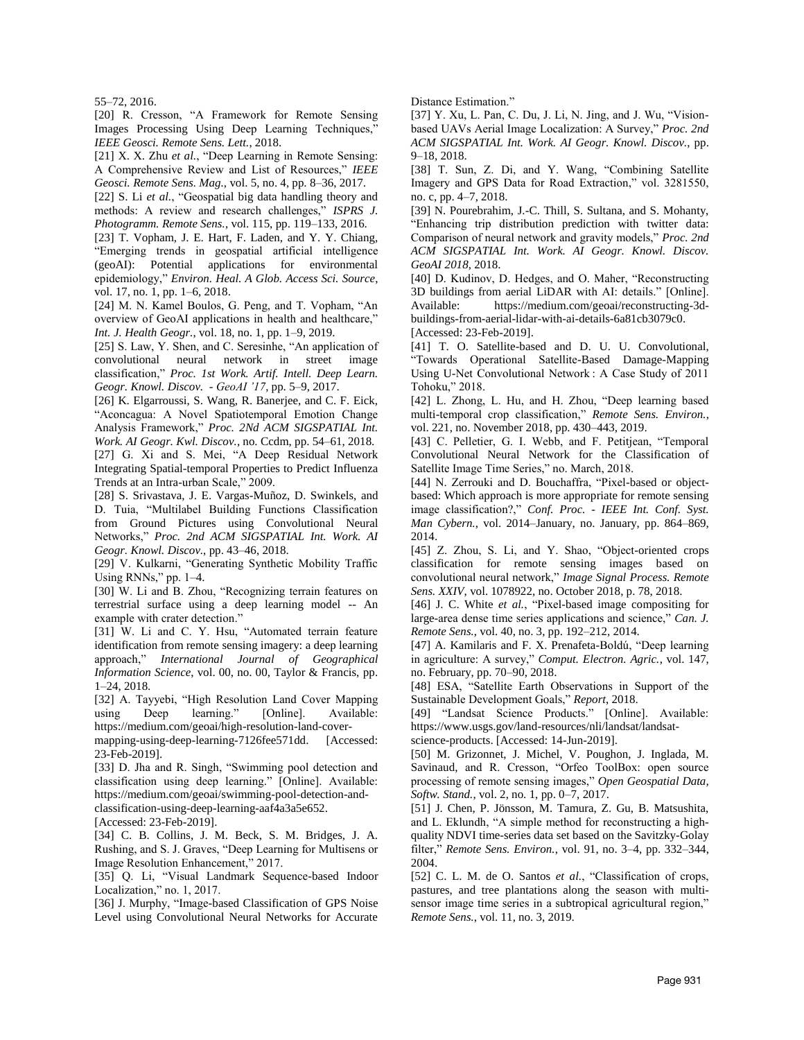55–72, 2016.

[20] R. Cresson, "A Framework for Remote Sensing Images Processing Using Deep Learning Techniques," *IEEE Geosci. Remote Sens. Lett.*, 2018.

[21] X. X. Zhu *et al.*, "Deep Learning in Remote Sensing: A Comprehensive Review and List of Resources," *IEEE Geosci. Remote Sens. Mag.*, vol. 5, no. 4, pp. 8–36, 2017.

[22] S. Li *et al.*, "Geospatial big data handling theory and methods: A review and research challenges," *ISPRS J. Photogramm. Remote Sens.*, vol. 115, pp. 119–133, 2016.

[23] T. Vopham, J. E. Hart, F. Laden, and Y. Y. Chiang, "Emerging trends in geospatial artificial intelligence (geoAI): Potential applications for environmental epidemiology," *Environ. Heal. A Glob. Access Sci. Source*, vol. 17, no. 1, pp. 1–6, 2018.

[24] M. N. Kamel Boulos, G. Peng, and T. Vopham, "An overview of GeoAI applications in health and healthcare," *Int. J. Health Geogr.*, vol. 18, no. 1, pp. 1–9, 2019.

[25] S. Law, Y. Shen, and C. Seresinhe, "An application of convolutional neural network in street image classification," *Proc. 1st Work. Artif. Intell. Deep Learn. Geogr. Knowl. Discov. - GeoAI '17*, pp. 5–9, 2017.

[26] K. Elgarroussi, S. Wang, R. Banerjee, and C. F. Eick, "Aconcagua: A Novel Spatiotemporal Emotion Change Analysis Framework," *Proc. 2Nd ACM SIGSPATIAL Int. Work. AI Geogr. Kwl. Discov.*, no. Ccdm, pp. 54–61, 2018.

[27] G. Xi and S. Mei, "A Deep Residual Network Integrating Spatial-temporal Properties to Predict Influenza Trends at an Intra-urban Scale," 2009.

[28] S. Srivastava, J. E. Vargas-Muñoz, D. Swinkels, and D. Tuia, "Multilabel Building Functions Classification from Ground Pictures using Convolutional Neural Networks," *Proc. 2nd ACM SIGSPATIAL Int. Work. AI Geogr. Knowl. Discov.*, pp. 43–46, 2018.

[29] V. Kulkarni, "Generating Synthetic Mobility Traffic Using RNNs," pp. 1–4.

[30] W. Li and B. Zhou, "Recognizing terrain features on terrestrial surface using a deep learning model -- An example with crater detection."

[31] W. Li and C. Y. Hsu, "Automated terrain feature identification from remote sensing imagery: a deep learning approach," *International Journal of Geographical Information Science*, vol. 00, no. 00, Taylor & Francis, pp. 1–24, 2018.

[32] A. Tayyebi, "High Resolution Land Cover Mapping using Deep learning." [Online]. Available: https://medium.com/geoai/high-resolution-land-cover-mapping-using-deep-learning-7126fee571dd. [Accessed: 23-Feb-2019].

[33] D. Jha and R. Singh, "Swimming pool detection and classification using deep learning." [Online]. Available: https://medium.com/geoai/swimming-pool-detection-and-classification-using-deep-learning-aaf4a3a5e652. [Accessed: 23-Feb-2019].

[34] C. B. Collins, J. M. Beck, S. M. Bridges, J. A. Rushing, and S. J. Graves, "Deep Learning for Multisens or Image Resolution Enhancement," 2017.

[35] Q. Li, "Visual Landmark Sequence-based Indoor Localization," no. 1, 2017.

[36] J. Murphy, "Image-based Classification of GPS Noise Level using Convolutional Neural Networks for Accurate Distance Estimation."

[37] Y. Xu, L. Pan, C. Du, J. Li, N. Jing, and J. Wu, "Vision-based UAVs Aerial Image Localization: A Survey," *Proc. 2nd ACM SIGSPATIAL Int. Work. AI Geogr. Knowl. Discov.*, pp. 9–18, 2018.

[38] T. Sun, Z. Di, and Y. Wang, "Combining Satellite Imagery and GPS Data for Road Extraction," vol. 3281550, no. c, pp. 4–7, 2018.

[39] N. Pourebrahim, J.-C. Thill, S. Sultana, and S. Mohanty, "Enhancing trip distribution prediction with twitter data: Comparison of neural network and gravity models," *Proc. 2nd ACM SIGSPATIAL Int. Work. AI Geogr. Knowl. Discov. GeoAI 2018*, 2018.

[40] D. Kudinov, D. Hedges, and O. Maher, "Reconstructing 3D buildings from aerial LiDAR with AI: details." [Online]. Available: https://medium.com/geoai/reconstructing-3d-buildings-from-aerial-lidar-with-ai-details-6a81cb3079c0. [Accessed: 23-Feb-2019].

[41] T. O. Satellite-based and D. U. U. Convolutional, "Towards Operational Satellite-Based Damage-Mapping Using U-Net Convolutional Network : A Case Study of 2011 Tohoku," 2018.

[42] L. Zhong, L. Hu, and H. Zhou, "Deep learning based multi-temporal crop classification," *Remote Sens. Environ.*, vol. 221, no. November 2018, pp. 430–443, 2019.

[43] C. Pelletier, G. I. Webb, and F. Petitjean, "Temporal Convolutional Neural Network for the Classification of Satellite Image Time Series," no. March, 2018.

[44] N. Zerrouki and D. Bouchaffra, "Pixel-based or object-based: Which approach is more appropriate for remote sensing image classification?," *Conf. Proc. - IEEE Int. Conf. Syst. Man Cybern.*, vol. 2014–January, no. January, pp. 864–869, 2014.

[45] Z. Zhou, S. Li, and Y. Shao, "Object-oriented crops classification for remote sensing images based on convolutional neural network," *Image Signal Process. Remote Sens. XXIV*, vol. 1078922, no. October 2018, p. 78, 2018.

[46] J. C. White *et al.*, "Pixel-based image compositing for large-area dense time series applications and science," *Can. J. Remote Sens.*, vol. 40, no. 3, pp. 192–212, 2014.

[47] A. Kamilaris and F. X. Prenafeta-Boldú, "Deep learning in agriculture: A survey," *Comput. Electron. Agric.*, vol. 147, no. February, pp. 70–90, 2018.

[48] ESA, "Satellite Earth Observations in Support of the Sustainable Development Goals," *Report*, 2018.

[49] "Landsat Science Products." [Online]. Available: https://www.usgs.gov/land-resources/nli/landsat/landsat-science-products. [Accessed: 14-Jun-2019].

[50] M. Grizonnet, J. Michel, V. Poughon, J. Inglada, M. Savinaud, and R. Cresson, "Orfeo ToolBox: open source processing of remote sensing images," *Open Geospatial Data, Softw. Stand.*, vol. 2, no. 1, pp. 0–7, 2017.

[51] J. Chen, P. Jönsson, M. Tamura, Z. Gu, B. Matsushita, and L. Eklundh, "A simple method for reconstructing a high-quality NDVI time-series data set based on the Savitzky-Golay filter," *Remote Sens. Environ.*, vol. 91, no. 3–4, pp. 332–344, 2004.

[52] C. L. M. de O. Santos *et al.*, "Classification of crops, pastures, and tree plantations along the season with multi-sensor image time series in a subtropical agricultural region," *Remote Sens.*, vol. 11, no. 3, 2019.